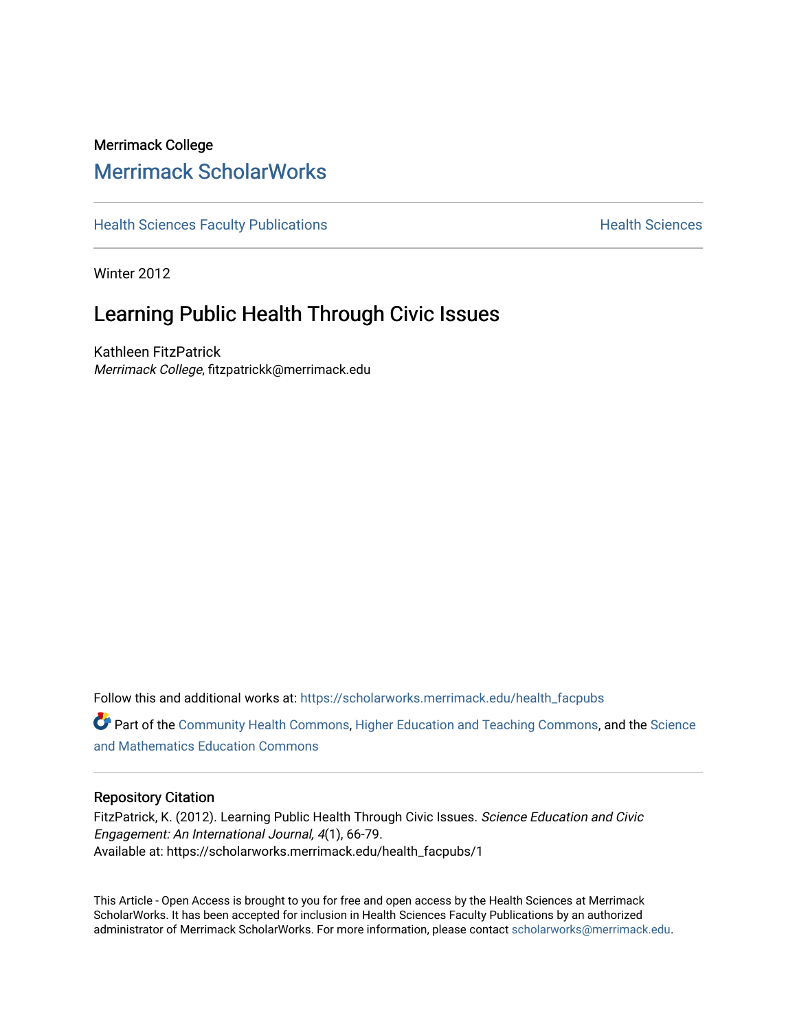Merrimack College

# Merrimack ScholarWorks

Health Sciences Faculty Publications | Health Sciences

Winter 2012

## Learning Public Health Through Civic Issues

Kathleen FitzPatrick
*Merrimack College*, fitzpatrickk@merrimack.edu

Follow this and additional works at: https://scholarworks.merrimack.edu/health_facpubs

Part of the Community Health Commons, Higher Education and Teaching Commons, and the Science and Mathematics Education Commons

### Repository Citation

FitzPatrick, K. (2012). Learning Public Health Through Civic Issues. *Science Education and Civic Engagement: An International Journal, 4*(1), 66-79.
Available at: https://scholarworks.merrimack.edu/health_facpubs/1

This Article - Open Access is brought to you for free and open access by the Health Sciences at Merrimack ScholarWorks. It has been accepted for inclusion in Health Sciences Faculty Publications by an authorized administrator of Merrimack ScholarWorks. For more information, please contact scholarworks@merrimack.edu.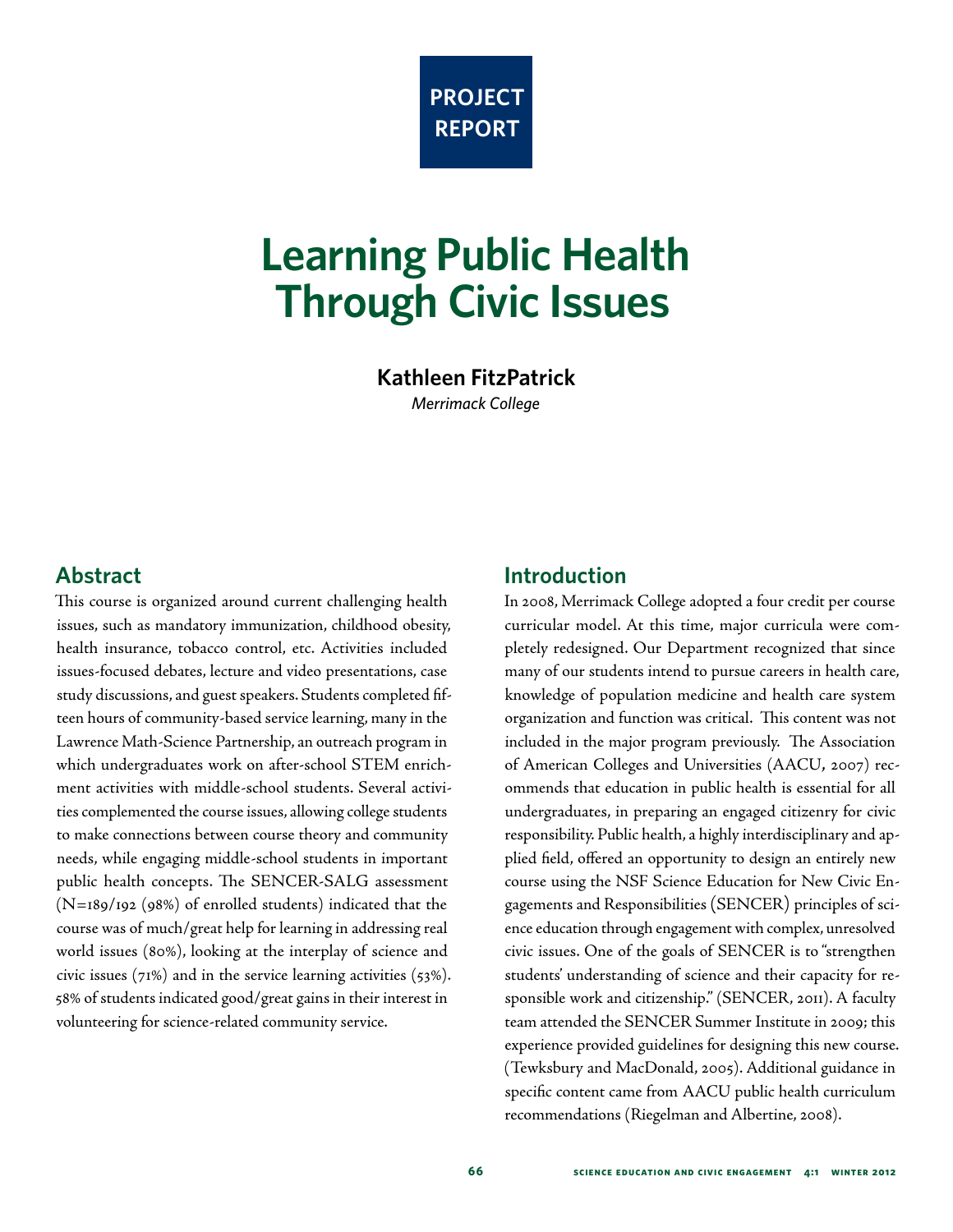PROJECT REPORT

# Learning Public Health Through Civic Issues

**Kathleen FitzPatrick**
*Merrimack College*

## Abstract

This course is organized around current challenging health issues, such as mandatory immunization, childhood obesity, health insurance, tobacco control, etc. Activities included issues-focused debates, lecture and video presentations, case study discussions, and guest speakers. Students completed fifteen hours of community-based service learning, many in the Lawrence Math-Science Partnership, an outreach program in which undergraduates work on after-school STEM enrichment activities with middle-school students. Several activities complemented the course issues, allowing college students to make connections between course theory and community needs, while engaging middle-school students in important public health concepts. The SENCER-SALG assessment (N=189/192 (98%) of enrolled students) indicated that the course was of much/great help for learning in addressing real world issues (80%), looking at the interplay of science and civic issues (71%) and in the service learning activities (53%). 58% of students indicated good/great gains in their interest in volunteering for science-related community service.

## Introduction

In 2008, Merrimack College adopted a four credit per course curricular model. At this time, major curricula were completely redesigned. Our Department recognized that since many of our students intend to pursue careers in health care, knowledge of population medicine and health care system organization and function was critical. This content was not included in the major program previously. The Association of American Colleges and Universities (AACU, 2007) recommends that education in public health is essential for all undergraduates, in preparing an engaged citizenry for civic responsibility. Public health, a highly interdisciplinary and applied field, offered an opportunity to design an entirely new course using the NSF Science Education for New Civic Engagements and Responsibilities (SENCER) principles of science education through engagement with complex, unresolved civic issues. One of the goals of SENCER is to "strengthen students' understanding of science and their capacity for responsible work and citizenship." (SENCER, 2011). A faculty team attended the SENCER Summer Institute in 2009; this experience provided guidelines for designing this new course. (Tewksbury and MacDonald, 2005). Additional guidance in specific content came from AACU public health curriculum recommendations (Riegelman and Albertine, 2008).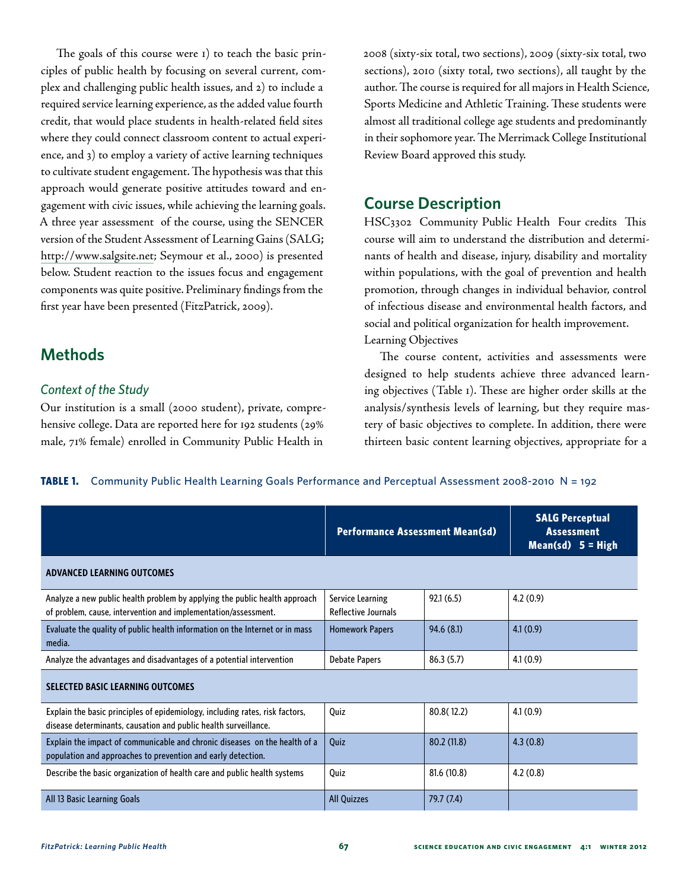The goals of this course were 1) to teach the basic principles of public health by focusing on several current, complex and challenging public health issues, and 2) to include a required service learning experience, as the added value fourth credit, that would place students in health-related field sites where they could connect classroom content to actual experience, and 3) to employ a variety of active learning techniques to cultivate student engagement. The hypothesis was that this approach would generate positive attitudes toward and engagement with civic issues, while achieving the learning goals. A three year assessment of the course, using the SENCER version of the Student Assessment of Learning Gains (SALG; http://www.salgsite.net; Seymour et al., 2000) is presented below. Student reaction to the issues focus and engagement components was quite positive. Preliminary findings from the first year have been presented (FitzPatrick, 2009).

## Methods

### *Context of the Study*

Our institution is a small (2000 student), private, comprehensive college. Data are reported here for 192 students (29% male, 71% female) enrolled in Community Public Health in 2008 (sixty-six total, two sections), 2009 (sixty-six total, two sections), 2010 (sixty total, two sections), all taught by the author. The course is required for all majors in Health Science, Sports Medicine and Athletic Training. These students were almost all traditional college age students and predominantly in their sophomore year. The Merrimack College Institutional Review Board approved this study.

## Course Description

HSC3302 Community Public Health Four credits This course will aim to understand the distribution and determinants of health and disease, injury, disability and mortality within populations, with the goal of prevention and health promotion, through changes in individual behavior, control of infectious disease and environmental health factors, and social and political organization for health improvement.

Learning Objectives

The course content, activities and assessments were designed to help students achieve three advanced learning objectives (Table 1). These are higher order skills at the analysis/synthesis levels of learning, but they require mastery of basic objectives to complete. In addition, there were thirteen basic content learning objectives, appropriate for a

**TABLE 1.** Community Public Health Learning Goals Performance and Perceptual Assessment 2008-2010 N = 192

| | Performance Assessment Mean(sd) | | SALG Perceptual Assessment Mean(sd) 5 = High |
|---|---|---|---|
| **ADVANCED LEARNING OUTCOMES** | | | |
| Analyze a new public health problem by applying the public health approach of problem, cause, intervention and implementation/assessment. | Service Learning Reflective Journals | 92.1 (6.5) | 4.2 (0.9) |
| Evaluate the quality of public health information on the Internet or in mass media. | Homework Papers | 94.6 (8.1) | 4.1 (0.9) |
| Analyze the advantages and disadvantages of a potential intervention | Debate Papers | 86.3 (5.7) | 4.1 (0.9) |
| **SELECTED BASIC LEARNING OUTCOMES** | | | |
| Explain the basic principles of epidemiology, including rates, risk factors, disease determinants, causation and public health surveillance. | Quiz | 80.8( 12.2) | 4.1 (0.9) |
| Explain the impact of communicable and chronic diseases on the health of a population and approaches to prevention and early detection. | Quiz | 80.2 (11.8) | 4.3 (0.8) |
| Describe the basic organization of health care and public health systems | Quiz | 81.6 (10.8) | 4.2 (0.8) |
| All 13 Basic Learning Goals | All Quizzes | 79.7 (7.4) | |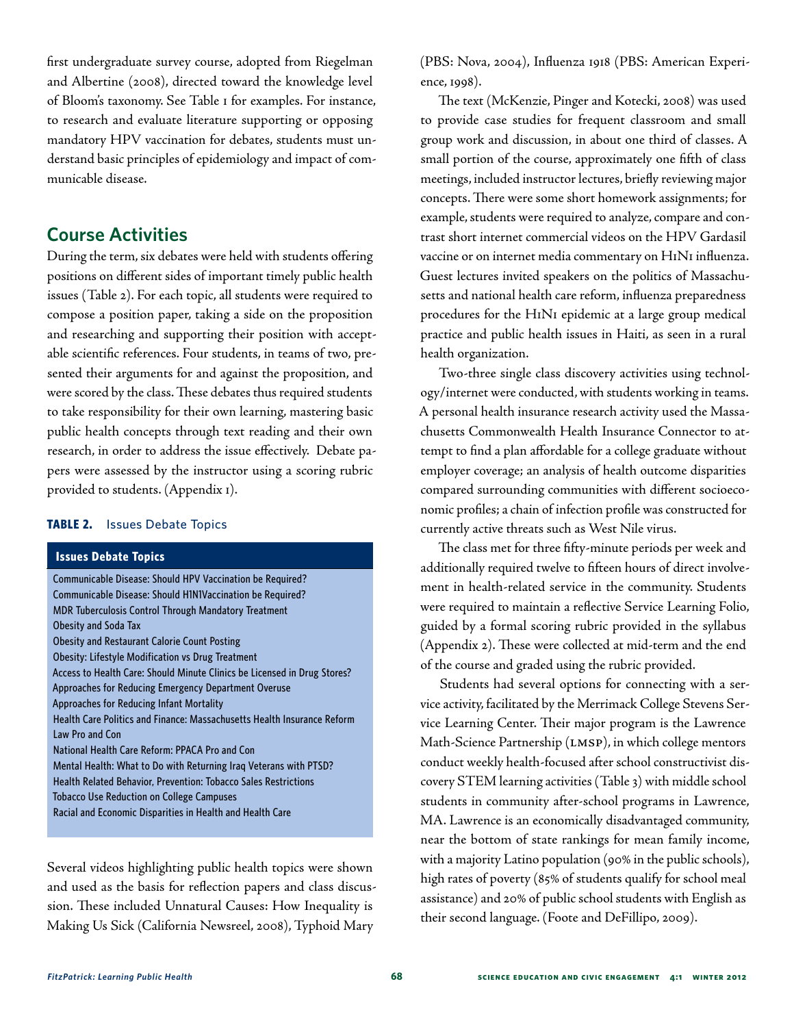first undergraduate survey course, adopted from Riegelman and Albertine (2008), directed toward the knowledge level of Bloom's taxonomy. See Table 1 for examples. For instance, to research and evaluate literature supporting or opposing mandatory HPV vaccination for debates, students must understand basic principles of epidemiology and impact of communicable disease.

## Course Activities

During the term, six debates were held with students offering positions on different sides of important timely public health issues (Table 2). For each topic, all students were required to compose a position paper, taking a side on the proposition and researching and supporting their position with acceptable scientific references. Four students, in teams of two, presented their arguments for and against the proposition, and were scored by the class. These debates thus required students to take responsibility for their own learning, mastering basic public health concepts through text reading and their own research, in order to address the issue effectively. Debate papers were assessed by the instructor using a scoring rubric provided to students. (Appendix 1).

**TABLE 2.** Issues Debate Topics

| Issues Debate Topics |
|---|
| Communicable Disease: Should HPV Vaccination be Required? |
| Communicable Disease: Should H1N1Vaccination be Required? |
| MDR Tuberculosis Control Through Mandatory Treatment |
| Obesity and Soda Tax |
| Obesity and Restaurant Calorie Count Posting |
| Obesity: Lifestyle Modification vs Drug Treatment |
| Access to Health Care: Should Minute Clinics be Licensed in Drug Stores? |
| Approaches for Reducing Emergency Department Overuse |
| Approaches for Reducing Infant Mortality |
| Health Care Politics and Finance: Massachusetts Health Insurance Reform Law Pro and Con |
| National Health Care Reform: PPACA Pro and Con |
| Mental Health: What to Do with Returning Iraq Veterans with PTSD? |
| Health Related Behavior, Prevention: Tobacco Sales Restrictions |
| Tobacco Use Reduction on College Campuses |
| Racial and Economic Disparities in Health and Health Care |

Several videos highlighting public health topics were shown and used as the basis for reflection papers and class discussion. These included Unnatural Causes: How Inequality is Making Us Sick (California Newsreel, 2008), Typhoid Mary (PBS: Nova, 2004), Influenza 1918 (PBS: American Experience, 1998).

The text (McKenzie, Pinger and Kotecki, 2008) was used to provide case studies for frequent classroom and small group work and discussion, in about one third of classes. A small portion of the course, approximately one fifth of class meetings, included instructor lectures, briefly reviewing major concepts. There were some short homework assignments; for example, students were required to analyze, compare and contrast short internet commercial videos on the HPV Gardasil vaccine or on internet media commentary on H1N1 influenza. Guest lectures invited speakers on the politics of Massachusetts and national health care reform, influenza preparedness procedures for the H1N1 epidemic at a large group medical practice and public health issues in Haiti, as seen in a rural health organization.

Two-three single class discovery activities using technology/internet were conducted, with students working in teams. A personal health insurance research activity used the Massachusetts Commonwealth Health Insurance Connector to attempt to find a plan affordable for a college graduate without employer coverage; an analysis of health outcome disparities compared surrounding communities with different socioeconomic profiles; a chain of infection profile was constructed for currently active threats such as West Nile virus.

The class met for three fifty-minute periods per week and additionally required twelve to fifteen hours of direct involvement in health-related service in the community. Students were required to maintain a reflective Service Learning Folio, guided by a formal scoring rubric provided in the syllabus (Appendix 2). These were collected at mid-term and the end of the course and graded using the rubric provided.

Students had several options for connecting with a service activity, facilitated by the Merrimack College Stevens Service Learning Center. Their major program is the Lawrence Math-Science Partnership (LMSP), in which college mentors conduct weekly health-focused after school constructivist discovery STEM learning activities (Table 3) with middle school students in community after-school programs in Lawrence, MA. Lawrence is an economically disadvantaged community, near the bottom of state rankings for mean family income, with a majority Latino population (90% in the public schools), high rates of poverty (85% of students qualify for school meal assistance) and 20% of public school students with English as their second language. (Foote and DeFillipo, 2009).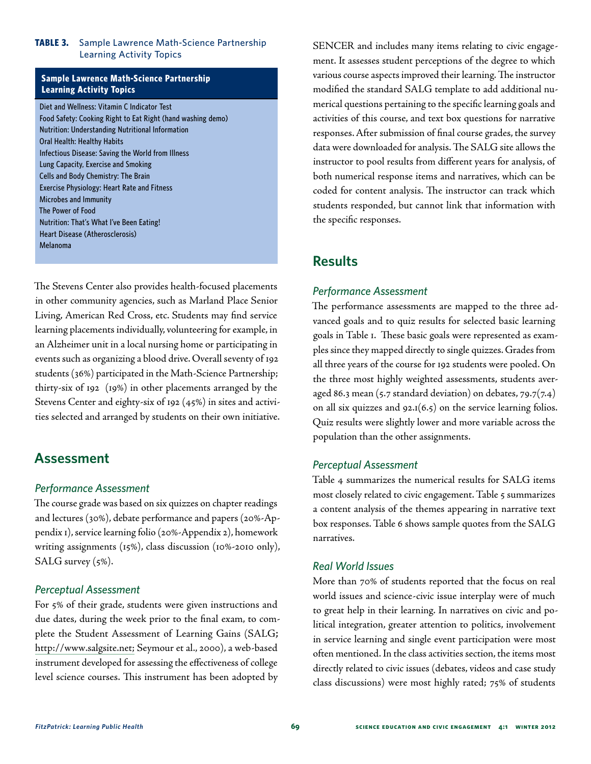**TABLE 3.** Sample Lawrence Math-Science Partnership Learning Activity Topics

| Sample Lawrence Math-Science Partnership Learning Activity Topics |
|---|
| Diet and Wellness: Vitamin C Indicator Test |
| Food Safety: Cooking Right to Eat Right (hand washing demo) |
| Nutrition: Understanding Nutritional Information |
| Oral Health: Healthy Habits |
| Infectious Disease: Saving the World from Illness |
| Lung Capacity, Exercise and Smoking |
| Cells and Body Chemistry: The Brain |
| Exercise Physiology: Heart Rate and Fitness |
| Microbes and Immunity |
| The Power of Food |
| Nutrition: That's What I've Been Eating! |
| Heart Disease (Atherosclerosis) |
| Melanoma |

The Stevens Center also provides health-focused placements in other community agencies, such as Marland Place Senior Living, American Red Cross, etc. Students may find service learning placements individually, volunteering for example, in an Alzheimer unit in a local nursing home or participating in events such as organizing a blood drive. Overall seventy of 192 students (36%) participated in the Math-Science Partnership; thirty-six of 192 (19%) in other placements arranged by the Stevens Center and eighty-six of 192 (45%) in sites and activities selected and arranged by students on their own initiative.

## Assessment

### Performance Assessment

The course grade was based on six quizzes on chapter readings and lectures (30%), debate performance and papers (20%-Appendix 1), service learning folio (20%-Appendix 2), homework writing assignments (15%), class discussion (10%-2010 only), SALG survey (5%).

### Perceptual Assessment

For 5% of their grade, students were given instructions and due dates, during the week prior to the final exam, to complete the Student Assessment of Learning Gains (SALG; http://www.salgsite.net; Seymour et al., 2000), a web-based instrument developed for assessing the effectiveness of college level science courses. This instrument has been adopted by SENCER and includes many items relating to civic engagement. It assesses student perceptions of the degree to which various course aspects improved their learning. The instructor modified the standard SALG template to add additional numerical questions pertaining to the specific learning goals and activities of this course, and text box questions for narrative responses. After submission of final course grades, the survey data were downloaded for analysis. The SALG site allows the instructor to pool results from different years for analysis, of both numerical response items and narratives, which can be coded for content analysis. The instructor can track which students responded, but cannot link that information with the specific responses.

## Results

### Performance Assessment

The performance assessments are mapped to the three advanced goals and to quiz results for selected basic learning goals in Table 1. These basic goals were represented as examples since they mapped directly to single quizzes. Grades from all three years of the course for 192 students were pooled. On the three most highly weighted assessments, students averaged 86.3 mean (5.7 standard deviation) on debates, 79.7(7.4) on all six quizzes and 92.1(6.5) on the service learning folios. Quiz results were slightly lower and more variable across the population than the other assignments.

### Perceptual Assessment

Table 4 summarizes the numerical results for SALG items most closely related to civic engagement. Table 5 summarizes a content analysis of the themes appearing in narrative text box responses. Table 6 shows sample quotes from the SALG narratives.

### Real World Issues

More than 70% of students reported that the focus on real world issues and science-civic issue interplay were of much to great help in their learning. In narratives on civic and political integration, greater attention to politics, involvement in service learning and single event participation were most often mentioned. In the class activities section, the items most directly related to civic issues (debates, videos and case study class discussions) were most highly rated; 75% of students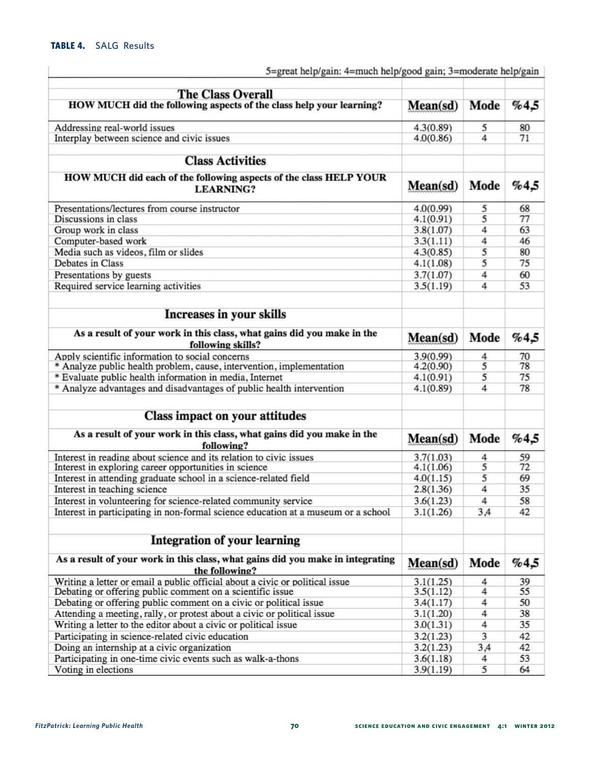**TABLE 4.** SALG Results

| 5=great help/gain: 4=much help/good gain; 3=moderate help/gain | | | |
|---|---|---|---|
| **The Class Overall** | | | |
| **HOW MUCH did the following aspects of the class help your learning?** | **Mean(sd)** | **Mode** | **%4,5** |
| Addressing real-world issues | 4.3(0.89) | 5 | 80 |
| Interplay between science and civic issues | 4.0(0.86) | 4 | 71 |
| **Class Activities** | | | |
| **HOW MUCH did each of the following aspects of the class HELP YOUR LEARNING?** | **Mean(sd)** | **Mode** | **%4,5** |
| Presentations/lectures from course instructor | 4.0(0.99) | 5 | 68 |
| Discussions in class | 4.1(0.91) | 5 | 77 |
| Group work in class | 3.8(1.07) | 4 | 63 |
| Computer-based work | 3.3(1.11) | 4 | 46 |
| Media such as videos, film or slides | 4.3(0.85) | 5 | 80 |
| Debates in Class | 4.1(1.08) | 5 | 75 |
| Presentations by guests | 3.7(1.07) | 4 | 60 |
| Required service learning activities | 3.5(1.19) | 4 | 53 |
| **Increases in your skills** | | | |
| **As a result of your work in this class, what gains did you make in the following skills?** | **Mean(sd)** | **Mode** | **%4,5** |
| Apply scientific information to social concerns | 3.9(0.99) | 4 | 70 |
| * Analyze public health problem, cause, intervention, implementation | 4.2(0.90) | 5 | 78 |
| * Evaluate public health information in media, Internet | 4.1(0.91) | 5 | 75 |
| * Analyze advantages and disadvantages of public health intervention | 4.1(0.89) | 4 | 78 |
| **Class impact on your attitudes** | | | |
| **As a result of your work in this class, what gains did you make in the following?** | **Mean(sd)** | **Mode** | **%4,5** |
| Interest in reading about science and its relation to civic issues | 3.7(1.03) | 4 | 59 |
| Interest in exploring career opportunities in science | 4.1(1.06) | 5 | 72 |
| Interest in attending graduate school in a science-related field | 4.0(1.15) | 5 | 69 |
| Interest in teaching science | 2.8(1.36) | 4 | 35 |
| Interest in volunteering for science-related community service | 3.6(1.23) | 4 | 58 |
| Interest in participating in non-formal science education at a museum or a school | 3.1(1.26) | 3,4 | 42 |
| **Integration of your learning** | | | |
| **As a result of your work in this class, what gains did you make in integrating the following?** | **Mean(sd)** | **Mode** | **%4,5** |
| Writing a letter or email a public official about a civic or political issue | 3.1(1.25) | 4 | 39 |
| Debating or offering public comment on a scientific issue | 3.5(1.12) | 4 | 55 |
| Debating or offering public comment on a civic or political issue | 3.4(1.17) | 4 | 50 |
| Attending a meeting, rally, or protest about a civic or political issue | 3.1(1.20) | 4 | 38 |
| Writing a letter to the editor about a civic or political issue | 3.0(1.31) | 4 | 35 |
| Participating in science-related civic education | 3.2(1.23) | 3 | 42 |
| Doing an internship at a civic organization | 3.2(1.23) | 3,4 | 42 |
| Participating in one-time civic events such as walk-a-thons | 3.6(1.18) | 4 | 53 |
| Voting in elections | 3.9(1.19) | 5 | 64 |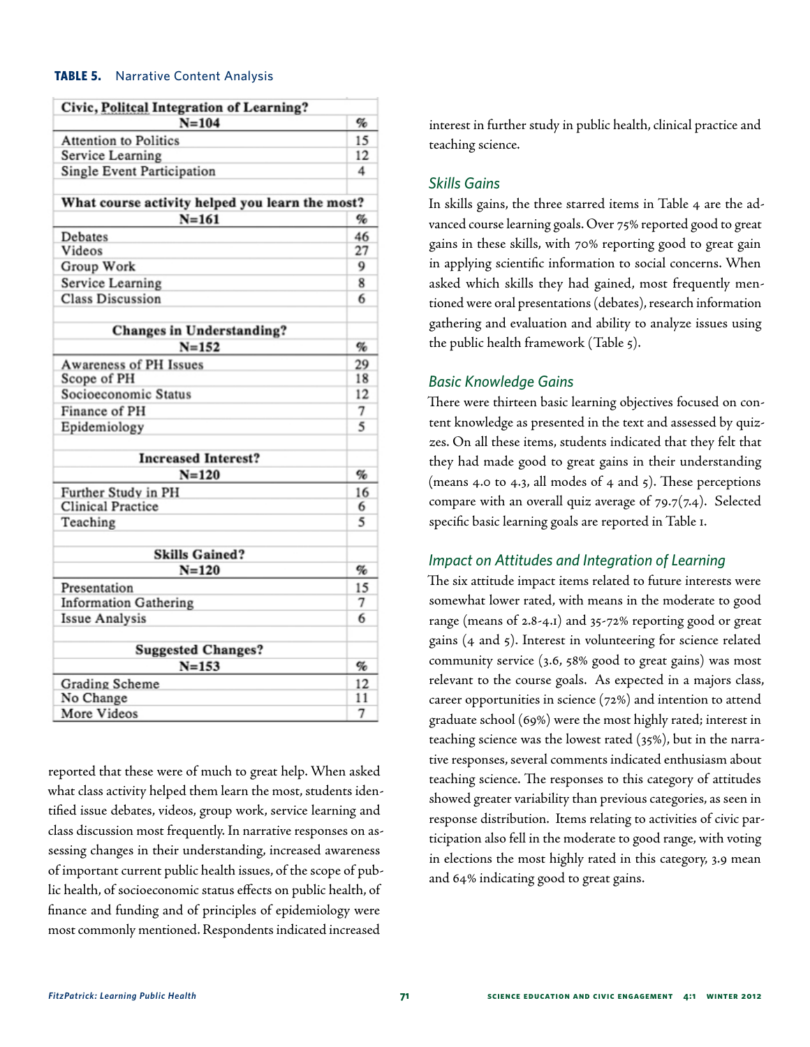**TABLE 5.** Narrative Content Analysis

| Civic, Politcal Integration of Learning? | |
|---|---|
| N=104 | % |
| Attention to Politics | 15 |
| Service Learning | 12 |
| Single Event Participation | 4 |
| | |
| **What course activity helped you learn the most?** | |
| N=161 | % |
| Debates | 46 |
| Videos | 27 |
| Group Work | 9 |
| Service Learning | 8 |
| Class Discussion | 6 |
| | |
| **Changes in Understanding?** | |
| N=152 | % |
| Awareness of PH Issues | 29 |
| Scope of PH | 18 |
| Socioeconomic Status | 12 |
| Finance of PH | 7 |
| Epidemiology | 5 |
| | |
| **Increased Interest?** | |
| N=120 | % |
| Further Study in PH | 16 |
| Clinical Practice | 6 |
| Teaching | 5 |
| | |
| **Skills Gained?** | |
| N=120 | % |
| Presentation | 15 |
| Information Gathering | 7 |
| Issue Analysis | 6 |
| | |
| **Suggested Changes?** | |
| N=153 | % |
| Grading Scheme | 12 |
| No Change | 11 |
| More Videos | 7 |

reported that these were of much to great help. When asked what class activity helped them learn the most, students identified issue debates, videos, group work, service learning and class discussion most frequently. In narrative responses on assessing changes in their understanding, increased awareness of important current public health issues, of the scope of public health, of socioeconomic status effects on public health, of finance and funding and of principles of epidemiology were most commonly mentioned. Respondents indicated increased interest in further study in public health, clinical practice and teaching science.

### *Skills Gains*

In skills gains, the three starred items in Table 4 are the advanced course learning goals. Over 75% reported good to great gains in these skills, with 70% reporting good to great gain in applying scientific information to social concerns. When asked which skills they had gained, most frequently mentioned were oral presentations (debates), research information gathering and evaluation and ability to analyze issues using the public health framework (Table 5).

### *Basic Knowledge Gains*

There were thirteen basic learning objectives focused on content knowledge as presented in the text and assessed by quizzes. On all these items, students indicated that they felt that they had made good to great gains in their understanding (means 4.0 to 4.3, all modes of 4 and 5). These perceptions compare with an overall quiz average of 79.7(7.4). Selected specific basic learning goals are reported in Table 1.

### *Impact on Attitudes and Integration of Learning*

The six attitude impact items related to future interests were somewhat lower rated, with means in the moderate to good range (means of 2.8-4.1) and 35-72% reporting good or great gains (4 and 5). Interest in volunteering for science related community service (3.6, 58% good to great gains) was most relevant to the course goals. As expected in a majors class, career opportunities in science (72%) and intention to attend graduate school (69%) were the most highly rated; interest in teaching science was the lowest rated (35%), but in the narrative responses, several comments indicated enthusiasm about teaching science. The responses to this category of attitudes showed greater variability than previous categories, as seen in response distribution. Items relating to activities of civic participation also fell in the moderate to good range, with voting in elections the most highly rated in this category, 3.9 mean and 64% indicating good to great gains.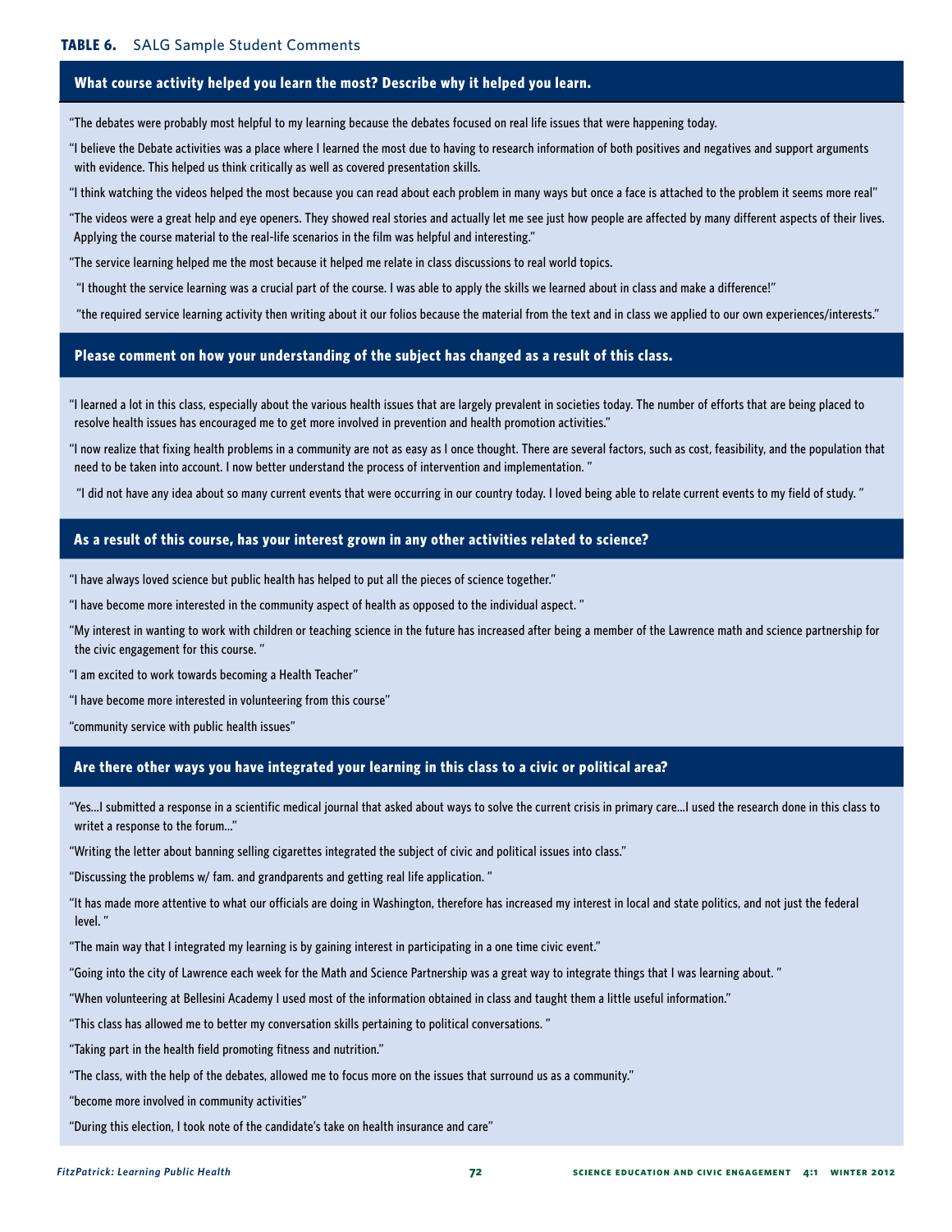**TABLE 6.** SALG Sample Student Comments

### What course activity helped you learn the most? Describe why it helped you learn.

"The debates were probably most helpful to my learning because the debates focused on real life issues that were happening today.

"I believe the Debate activities was a place where I learned the most due to having to research information of both positives and negatives and support arguments with evidence. This helped us think critically as well as covered presentation skills.

"I think watching the videos helped the most because you can read about each problem in many ways but once a face is attached to the problem it seems more real"

"The videos were a great help and eye openers. They showed real stories and actually let me see just how people are affected by many different aspects of their lives. Applying the course material to the real-life scenarios in the film was helpful and interesting."

"The service learning helped me the most because it helped me relate in class discussions to real world topics.

"I thought the service learning was a crucial part of the course. I was able to apply the skills we learned about in class and make a difference!"

"the required service learning activity then writing about it our folios because the material from the text and in class we applied to our own experiences/interests."

### Please comment on how your understanding of the subject has changed as a result of this class.

"I learned a lot in this class, especially about the various health issues that are largely prevalent in societies today. The number of efforts that are being placed to resolve health issues has encouraged me to get more involved in prevention and health promotion activities."

"I now realize that fixing health problems in a community are not as easy as I once thought. There are several factors, such as cost, feasibility, and the population that need to be taken into account. I now better understand the process of intervention and implementation. "

"I did not have any idea about so many current events that were occurring in our country today. I loved being able to relate current events to my field of study. "

### As a result of this course, has your interest grown in any other activities related to science?

"I have always loved science but public health has helped to put all the pieces of science together."

"I have become more interested in the community aspect of health as opposed to the individual aspect. "

"My interest in wanting to work with children or teaching science in the future has increased after being a member of the Lawrence math and science partnership for the civic engagement for this course. "

"I am excited to work towards becoming a Health Teacher"

"I have become more interested in volunteering from this course"

"community service with public health issues"

### Are there other ways you have integrated your learning in this class to a civic or political area?

"Yes...I submitted a response in a scientific medical journal that asked about ways to solve the current crisis in primary care...I used the research done in this class to writet a response to the forum..."

"Writing the letter about banning selling cigarettes integrated the subject of civic and political issues into class."

"Discussing the problems w/ fam. and grandparents and getting real life application. "

"It has made more attentive to what our officials are doing in Washington, therefore has increased my interest in local and state politics, and not just the federal level. "

"The main way that I integrated my learning is by gaining interest in participating in a one time civic event."

"Going into the city of Lawrence each week for the Math and Science Partnership was a great way to integrate things that I was learning about. "

"When volunteering at Bellesini Academy I used most of the information obtained in class and taught them a little useful information."

"This class has allowed me to better my conversation skills pertaining to political conversations. "

"Taking part in the health field promoting fitness and nutrition."

"The class, with the help of the debates, allowed me to focus more on the issues that surround us as a community."

"become more involved in community activities"

"During this election, I took note of the candidate's take on health insurance and care"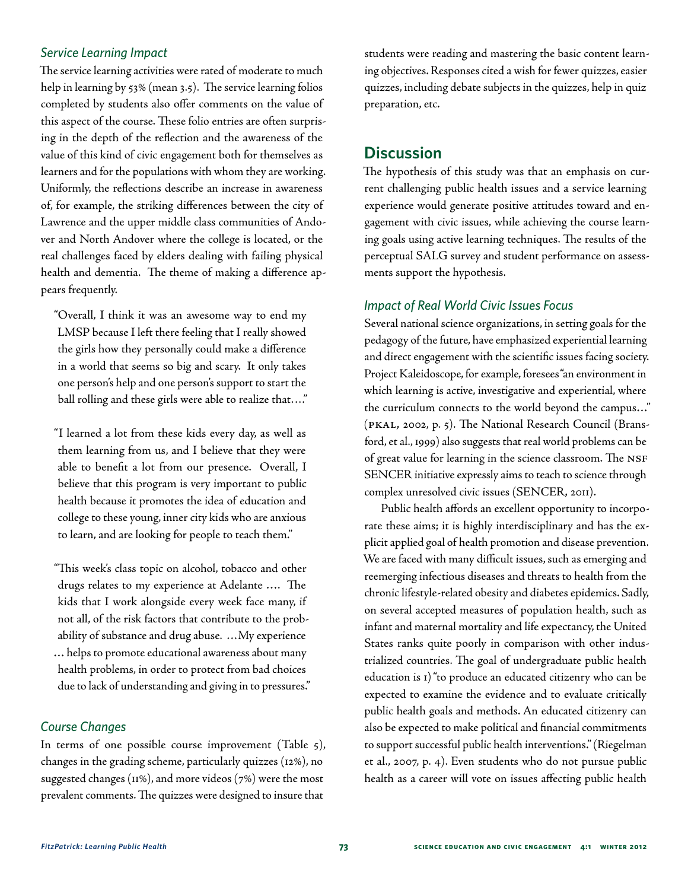### *Service Learning Impact*

The service learning activities were rated of moderate to much help in learning by 53% (mean 3.5). The service learning folios completed by students also offer comments on the value of this aspect of the course. These folio entries are often surprising in the depth of the reflection and the awareness of the value of this kind of civic engagement both for themselves as learners and for the populations with whom they are working. Uniformly, the reflections describe an increase in awareness of, for example, the striking differences between the city of Lawrence and the upper middle class communities of Andover and North Andover where the college is located, or the real challenges faced by elders dealing with failing physical health and dementia. The theme of making a difference appears frequently.

> "Overall, I think it was an awesome way to end my LMSP because I left there feeling that I really showed the girls how they personally could make a difference in a world that seems so big and scary. It only takes one person's help and one person's support to start the ball rolling and these girls were able to realize that…."

> "I learned a lot from these kids every day, as well as them learning from us, and I believe that they were able to benefit a lot from our presence. Overall, I believe that this program is very important to public health because it promotes the idea of education and college to these young, inner city kids who are anxious to learn, and are looking for people to teach them."

> "This week's class topic on alcohol, tobacco and other drugs relates to my experience at Adelante …. The kids that I work alongside every week face many, if not all, of the risk factors that contribute to the probability of substance and drug abuse. …My experience … helps to promote educational awareness about many health problems, in order to protect from bad choices due to lack of understanding and giving in to pressures."

### *Course Changes*

In terms of one possible course improvement (Table 5), changes in the grading scheme, particularly quizzes (12%), no suggested changes (11%), and more videos (7%) were the most prevalent comments. The quizzes were designed to insure that students were reading and mastering the basic content learning objectives. Responses cited a wish for fewer quizzes, easier quizzes, including debate subjects in the quizzes, help in quiz preparation, etc.

## Discussion

The hypothesis of this study was that an emphasis on current challenging public health issues and a service learning experience would generate positive attitudes toward and engagement with civic issues, while achieving the course learning goals using active learning techniques. The results of the perceptual SALG survey and student performance on assessments support the hypothesis.

### *Impact of Real World Civic Issues Focus*

Several national science organizations, in setting goals for the pedagogy of the future, have emphasized experiential learning and direct engagement with the scientific issues facing society. Project Kaleidoscope, for example, foresees "an environment in which learning is active, investigative and experiential, where the curriculum connects to the world beyond the campus…" (PKAL, 2002, p. 5). The National Research Council (Bransford, et al., 1999) also suggests that real world problems can be of great value for learning in the science classroom. The NSF SENCER initiative expressly aims to teach to science through complex unresolved civic issues (SENCER, 2011).

Public health affords an excellent opportunity to incorporate these aims; it is highly interdisciplinary and has the explicit applied goal of health promotion and disease prevention. We are faced with many difficult issues, such as emerging and reemerging infectious diseases and threats to health from the chronic lifestyle-related obesity and diabetes epidemics. Sadly, on several accepted measures of population health, such as infant and maternal mortality and life expectancy, the United States ranks quite poorly in comparison with other industrialized countries. The goal of undergraduate public health education is 1) "to produce an educated citizenry who can be expected to examine the evidence and to evaluate critically public health goals and methods. An educated citizenry can also be expected to make political and financial commitments to support successful public health interventions." (Riegelman et al., 2007, p. 4). Even students who do not pursue public health as a career will vote on issues affecting public health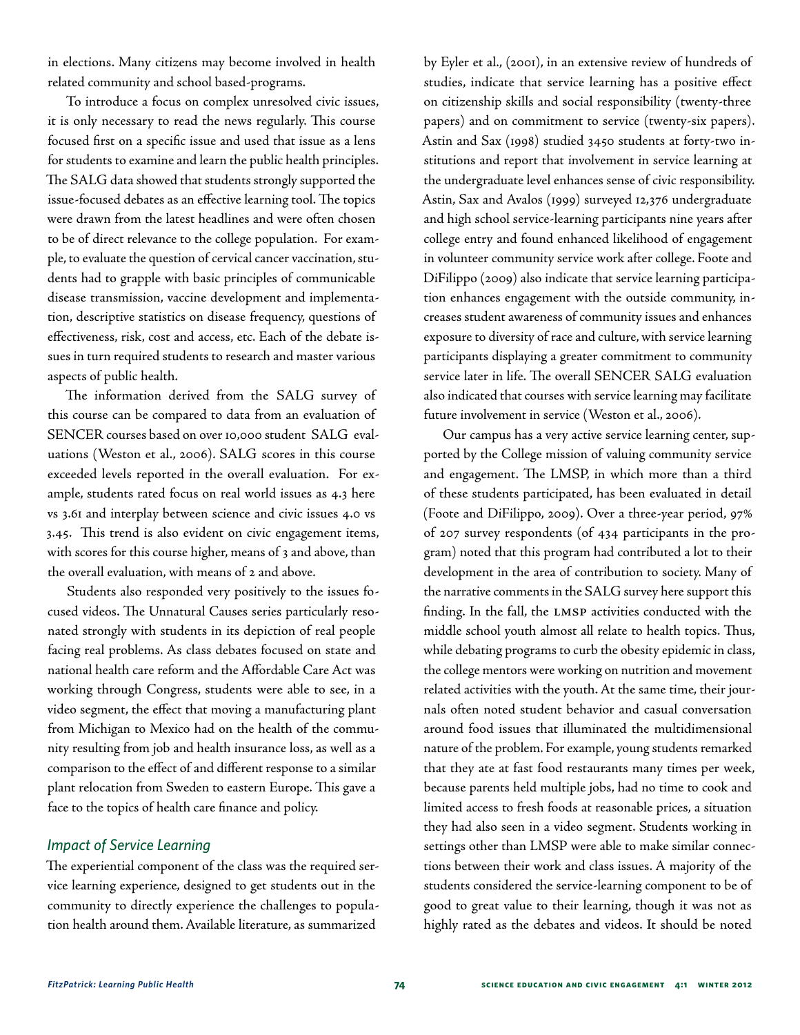in elections. Many citizens may become involved in health related community and school based-programs.

To introduce a focus on complex unresolved civic issues, it is only necessary to read the news regularly. This course focused first on a specific issue and used that issue as a lens for students to examine and learn the public health principles. The SALG data showed that students strongly supported the issue-focused debates as an effective learning tool. The topics were drawn from the latest headlines and were often chosen to be of direct relevance to the college population. For example, to evaluate the question of cervical cancer vaccination, students had to grapple with basic principles of communicable disease transmission, vaccine development and implementation, descriptive statistics on disease frequency, questions of effectiveness, risk, cost and access, etc. Each of the debate issues in turn required students to research and master various aspects of public health.

The information derived from the SALG survey of this course can be compared to data from an evaluation of SENCER courses based on over 10,000 student SALG evaluations (Weston et al., 2006). SALG scores in this course exceeded levels reported in the overall evaluation. For example, students rated focus on real world issues as 4.3 here vs 3.61 and interplay between science and civic issues 4.0 vs 3.45. This trend is also evident on civic engagement items, with scores for this course higher, means of 3 and above, than the overall evaluation, with means of 2 and above.

Students also responded very positively to the issues focused videos. The Unnatural Causes series particularly resonated strongly with students in its depiction of real people facing real problems. As class debates focused on state and national health care reform and the Affordable Care Act was working through Congress, students were able to see, in a video segment, the effect that moving a manufacturing plant from Michigan to Mexico had on the health of the community resulting from job and health insurance loss, as well as a comparison to the effect of and different response to a similar plant relocation from Sweden to eastern Europe. This gave a face to the topics of health care finance and policy.

### *Impact of Service Learning*

The experiential component of the class was the required service learning experience, designed to get students out in the community to directly experience the challenges to population health around them. Available literature, as summarized by Eyler et al., (2001), in an extensive review of hundreds of studies, indicate that service learning has a positive effect on citizenship skills and social responsibility (twenty-three papers) and on commitment to service (twenty-six papers). Astin and Sax (1998) studied 3450 students at forty-two institutions and report that involvement in service learning at the undergraduate level enhances sense of civic responsibility. Astin, Sax and Avalos (1999) surveyed 12,376 undergraduate and high school service-learning participants nine years after college entry and found enhanced likelihood of engagement in volunteer community service work after college. Foote and DiFilippo (2009) also indicate that service learning participation enhances engagement with the outside community, increases student awareness of community issues and enhances exposure to diversity of race and culture, with service learning participants displaying a greater commitment to community service later in life. The overall SENCER SALG evaluation also indicated that courses with service learning may facilitate future involvement in service (Weston et al., 2006).

Our campus has a very active service learning center, supported by the College mission of valuing community service and engagement. The LMSP, in which more than a third of these students participated, has been evaluated in detail (Foote and DiFilippo, 2009). Over a three-year period, 97% of 207 survey respondents (of 434 participants in the program) noted that this program had contributed a lot to their development in the area of contribution to society. Many of the narrative comments in the SALG survey here support this finding. In the fall, the LMSP activities conducted with the middle school youth almost all relate to health topics. Thus, while debating programs to curb the obesity epidemic in class, the college mentors were working on nutrition and movement related activities with the youth. At the same time, their journals often noted student behavior and casual conversation around food issues that illuminated the multidimensional nature of the problem. For example, young students remarked that they ate at fast food restaurants many times per week, because parents held multiple jobs, had no time to cook and limited access to fresh foods at reasonable prices, a situation they had also seen in a video segment. Students working in settings other than LMSP were able to make similar connections between their work and class issues. A majority of the students considered the service-learning component to be of good to great value to their learning, though it was not as highly rated as the debates and videos. It should be noted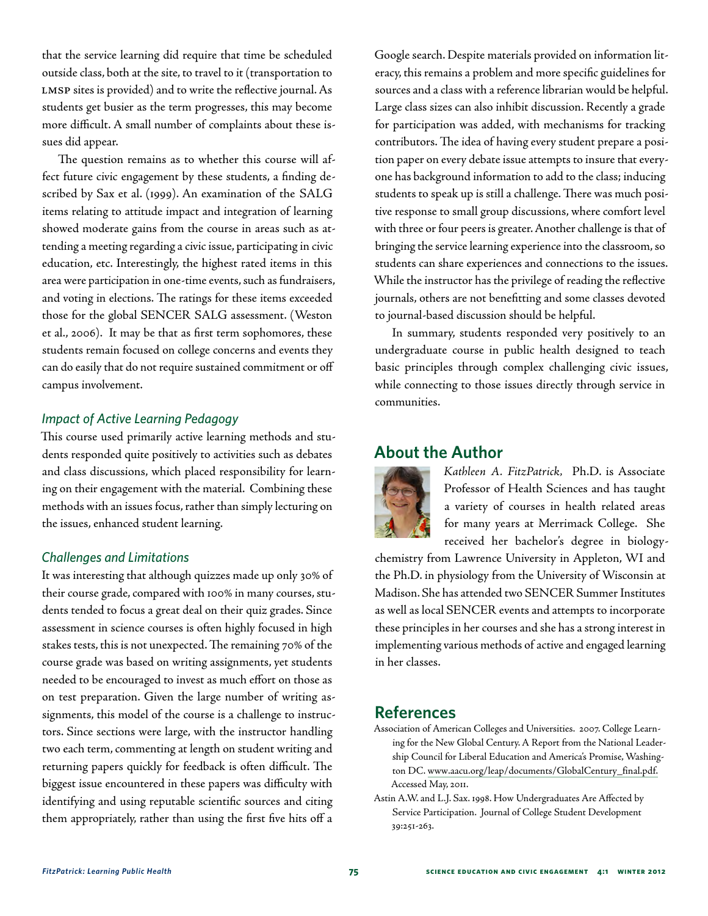that the service learning did require that time be scheduled outside class, both at the site, to travel to it (transportation to LMSP sites is provided) and to write the reflective journal. As students get busier as the term progresses, this may become more difficult. A small number of complaints about these issues did appear.

The question remains as to whether this course will affect future civic engagement by these students, a finding described by Sax et al. (1999). An examination of the SALG items relating to attitude impact and integration of learning showed moderate gains from the course in areas such as attending a meeting regarding a civic issue, participating in civic education, etc. Interestingly, the highest rated items in this area were participation in one-time events, such as fundraisers, and voting in elections. The ratings for these items exceeded those for the global SENCER SALG assessment. (Weston et al., 2006). It may be that as first term sophomores, these students remain focused on college concerns and events they can do easily that do not require sustained commitment or off campus involvement.

### *Impact of Active Learning Pedagogy*

This course used primarily active learning methods and students responded quite positively to activities such as debates and class discussions, which placed responsibility for learning on their engagement with the material. Combining these methods with an issues focus, rather than simply lecturing on the issues, enhanced student learning.

### *Challenges and Limitations*

It was interesting that although quizzes made up only 30% of their course grade, compared with 100% in many courses, students tended to focus a great deal on their quiz grades. Since assessment in science courses is often highly focused in high stakes tests, this is not unexpected. The remaining 70% of the course grade was based on writing assignments, yet students needed to be encouraged to invest as much effort on those as on test preparation. Given the large number of writing assignments, this model of the course is a challenge to instructors. Since sections were large, with the instructor handling two each term, commenting at length on student writing and returning papers quickly for feedback is often difficult. The biggest issue encountered in these papers was difficulty with identifying and using reputable scientific sources and citing them appropriately, rather than using the first five hits off a Google search. Despite materials provided on information literacy, this remains a problem and more specific guidelines for sources and a class with a reference librarian would be helpful. Large class sizes can also inhibit discussion. Recently a grade for participation was added, with mechanisms for tracking contributors. The idea of having every student prepare a position paper on every debate issue attempts to insure that everyone has background information to add to the class; inducing students to speak up is still a challenge. There was much positive response to small group discussions, where comfort level with three or four peers is greater. Another challenge is that of bringing the service learning experience into the classroom, so students can share experiences and connections to the issues. While the instructor has the privilege of reading the reflective journals, others are not benefitting and some classes devoted to journal-based discussion should be helpful.

In summary, students responded very positively to an undergraduate course in public health designed to teach basic principles through complex challenging civic issues, while connecting to those issues directly through service in communities.

## About the Author

*Kathleen A. FitzPatrick,* Ph.D. is Associate Professor of Health Sciences and has taught a variety of courses in health related areas for many years at Merrimack College. She received her bachelor's degree in biology-chemistry from Lawrence University in Appleton, WI and the Ph.D. in physiology from the University of Wisconsin at Madison. She has attended two SENCER Summer Institutes as well as local SENCER events and attempts to incorporate these principles in her courses and she has a strong interest in implementing various methods of active and engaged learning in her classes.

## References

Association of American Colleges and Universities. 2007. College Learning for the New Global Century. A Report from the National Leadership Council for Liberal Education and America's Promise, Washington DC. www.aacu.org/leap/documents/GlobalCentury_final.pdf. Accessed May, 2011.

Astin A.W. and L.J. Sax. 1998. How Undergraduates Are Affected by Service Participation. Journal of College Student Development 39:251-263.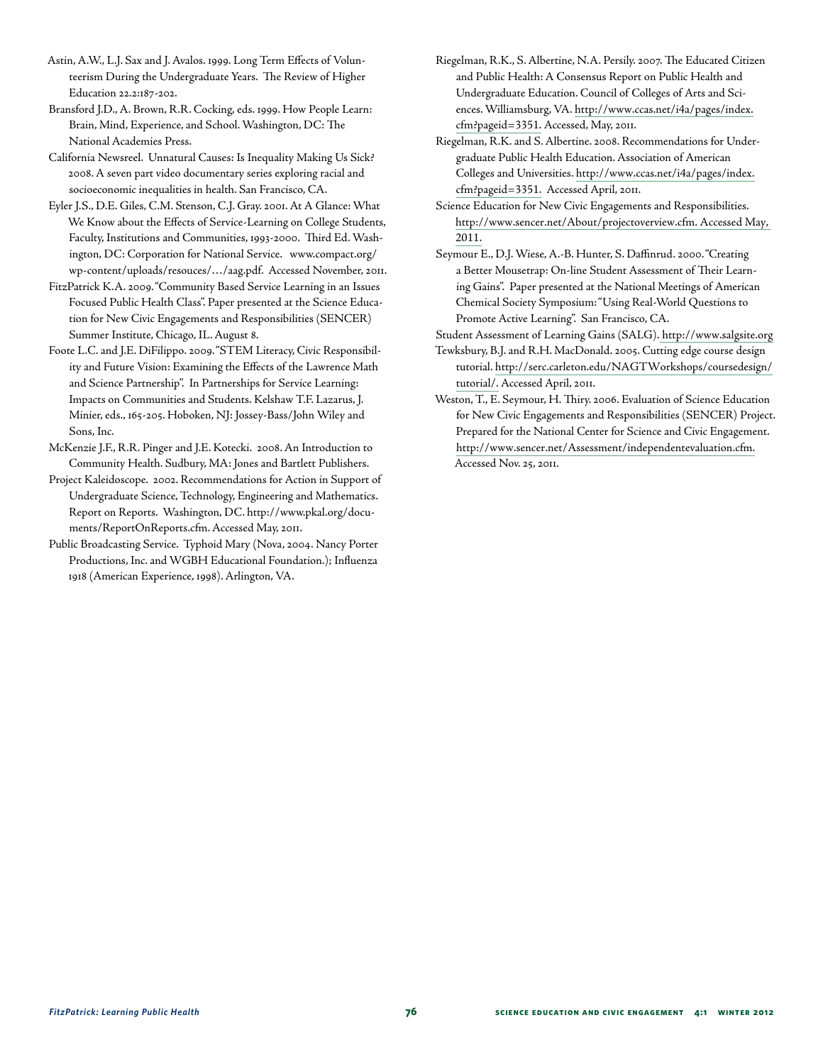Astin, A.W., L.J. Sax and J. Avalos. 1999. Long Term Effects of Volunteerism During the Undergraduate Years. The Review of Higher Education 22.2:187-202.

Bransford J.D., A. Brown, R.R. Cocking, eds. 1999. How People Learn: Brain, Mind, Experience, and School. Washington, DC: The National Academies Press.

California Newsreel. Unnatural Causes: Is Inequality Making Us Sick? 2008. A seven part video documentary series exploring racial and socioeconomic inequalities in health. San Francisco, CA.

Eyler J.S., D.E. Giles, C.M. Stenson, C.J. Gray. 2001. At A Glance: What We Know about the Effects of Service-Learning on College Students, Faculty, Institutions and Communities, 1993-2000. Third Ed. Washington, DC: Corporation for National Service. www.compact.org/wp-content/uploads/resouces/…/aag.pdf. Accessed November, 2011.

FitzPatrick K.A. 2009. "Community Based Service Learning in an Issues Focused Public Health Class". Paper presented at the Science Education for New Civic Engagements and Responsibilities (SENCER) Summer Institute, Chicago, IL. August 8.

Foote L.C. and J.E. DiFilippo. 2009. "STEM Literacy, Civic Responsibility and Future Vision: Examining the Effects of the Lawrence Math and Science Partnership". In Partnerships for Service Learning: Impacts on Communities and Students. Kelshaw T.F. Lazarus, J. Minier, eds., 165-205. Hoboken, NJ: Jossey-Bass/John Wiley and Sons, Inc.

McKenzie J.F., R.R. Pinger and J.E. Kotecki. 2008. An Introduction to Community Health. Sudbury, MA: Jones and Bartlett Publishers.

Project Kaleidoscope. 2002. Recommendations for Action in Support of Undergraduate Science, Technology, Engineering and Mathematics. Report on Reports. Washington, DC. http://www.pkal.org/documents/ReportOnReports.cfm. Accessed May, 2011.

Public Broadcasting Service. Typhoid Mary (Nova, 2004. Nancy Porter Productions, Inc. and WGBH Educational Foundation.); Influenza 1918 (American Experience, 1998). Arlington, VA.

Riegelman, R.K., S. Albertine, N.A. Persily. 2007. The Educated Citizen and Public Health: A Consensus Report on Public Health and Undergraduate Education. Council of Colleges of Arts and Sciences. Williamsburg, VA. http://www.ccas.net/i4a/pages/index.cfm?pageid=3351. Accessed, May, 2011.

Riegelman, R.K. and S. Albertine. 2008. Recommendations for Undergraduate Public Health Education. Association of American Colleges and Universities. http://www.ccas.net/i4a/pages/index.cfm?pageid=3351. Accessed April, 2011.

Science Education for New Civic Engagements and Responsibilities. http://www.sencer.net/About/projectoverview.cfm. Accessed May, 2011.

Seymour E., D.J. Wiese, A.-B. Hunter, S. Daffinrud. 2000. "Creating a Better Mousetrap: On-line Student Assessment of Their Learning Gains". Paper presented at the National Meetings of American Chemical Society Symposium: "Using Real-World Questions to Promote Active Learning". San Francisco, CA.

Student Assessment of Learning Gains (SALG). http://www.salgsite.org

Tewksbury, B.J. and R.H. MacDonald. 2005. Cutting edge course design tutorial. http://serc.carleton.edu/NAGTWorkshops/coursedesign/tutorial/. Accessed April, 2011.

Weston, T., E. Seymour, H. Thiry. 2006. Evaluation of Science Education for New Civic Engagements and Responsibilities (SENCER) Project. Prepared for the National Center for Science and Civic Engagement. http://www.sencer.net/Assessment/independentevaluation.cfm. Accessed Nov. 25, 2011.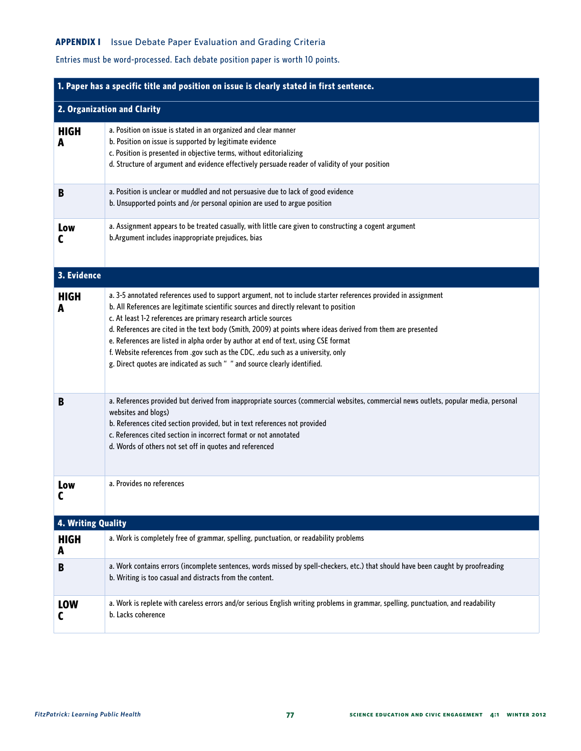**APPENDIX I** Issue Debate Paper Evaluation and Grading Criteria

Entries must be word-processed. Each debate position paper is worth 10 points.

| **1. Paper has a specific title and position on issue is clearly stated in first sentence.** | |
|---|---|
| **2. Organization and Clarity** | |
| **HIGH A** | a. Position on issue is stated in an organized and clear manner<br>b. Position on issue is supported by legitimate evidence<br>c. Position is presented in objective terms, without editorializing<br>d. Structure of argument and evidence effectively persuade reader of validity of your position |
| **B** | a. Position is unclear or muddled and not persuasive due to lack of good evidence<br>b. Unsupported points and /or personal opinion are used to argue position |
| **Low C** | a. Assignment appears to be treated casually, with little care given to constructing a cogent argument<br>b.Argument includes inappropriate prejudices, bias |
| **3. Evidence** | |
| **HIGH A** | a. 3-5 annotated references used to support argument, not to include starter references provided in assignment<br>b. All References are legitimate scientific sources and directly relevant to position<br>c. At least 1-2 references are primary research article sources<br>d. References are cited in the text body (Smith, 2009) at points where ideas derived from them are presented<br>e. References are listed in alpha order by author at end of text, using CSE format<br>f. Website references from .gov such as the CDC, .edu such as a university, only<br>g. Direct quotes are indicated as such " " and source clearly identified. |
| **B** | a. References provided but derived from inappropriate sources (commercial websites, commercial news outlets, popular media, personal websites and blogs)<br>b. References cited section provided, but in text references not provided<br>c. References cited section in incorrect format or not annotated<br>d. Words of others not set off in quotes and referenced |
| **Low C** | a. Provides no references |
| **4. Writing Quality** | |
| **HIGH A** | a. Work is completely free of grammar, spelling, punctuation, or readability problems |
| **B** | a. Work contains errors (incomplete sentences, words missed by spell-checkers, etc.) that should have been caught by proofreading<br>b. Writing is too casual and distracts from the content. |
| **LOW C** | a. Work is replete with careless errors and/or serious English writing problems in grammar, spelling, punctuation, and readability<br>b. Lacks coherence |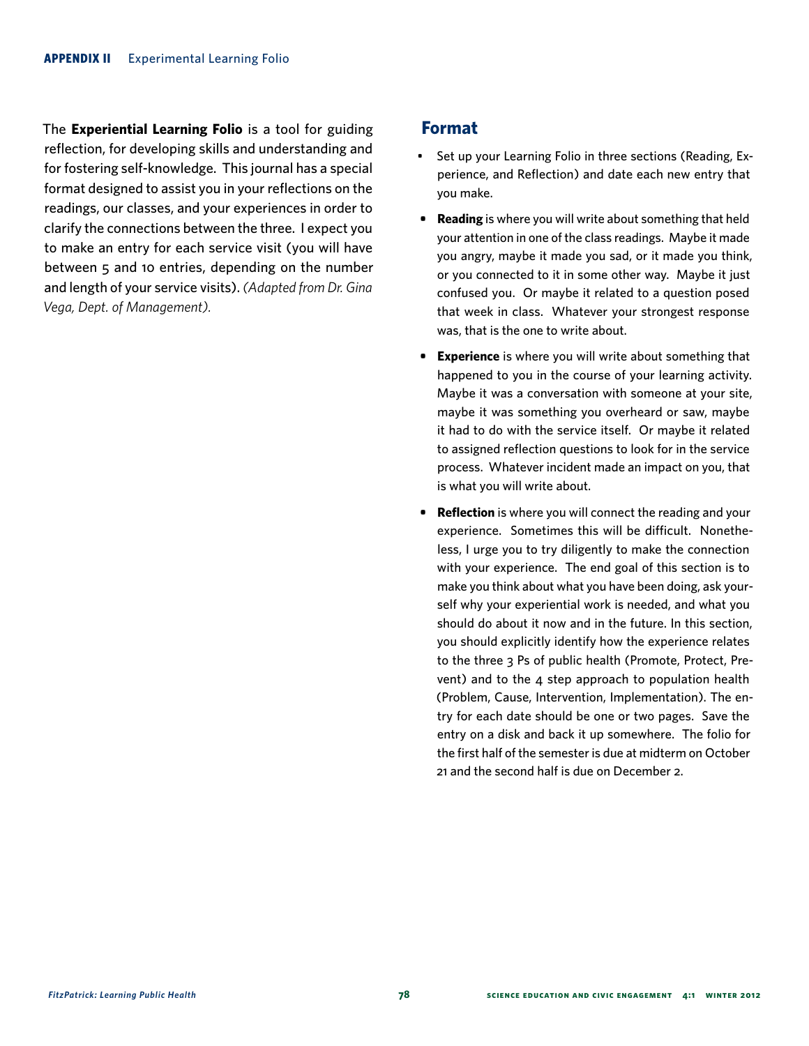## APPENDIX II Experimental Learning Folio

The **Experiential Learning Folio** is a tool for guiding reflection, for developing skills and understanding and for fostering self-knowledge. This journal has a special format designed to assist you in your reflections on the readings, our classes, and your experiences in order to clarify the connections between the three. I expect you to make an entry for each service visit (you will have between 5 and 10 entries, depending on the number and length of your service visits). *(Adapted from Dr. Gina Vega, Dept. of Management).*

### Format

- Set up your Learning Folio in three sections (Reading, Experience, and Reflection) and date each new entry that you make.
- **Reading** is where you will write about something that held your attention in one of the class readings. Maybe it made you angry, maybe it made you sad, or it made you think, or you connected to it in some other way. Maybe it just confused you. Or maybe it related to a question posed that week in class. Whatever your strongest response was, that is the one to write about.
- **Experience** is where you will write about something that happened to you in the course of your learning activity. Maybe it was a conversation with someone at your site, maybe it was something you overheard or saw, maybe it had to do with the service itself. Or maybe it related to assigned reflection questions to look for in the service process. Whatever incident made an impact on you, that is what you will write about.
- **Reflection** is where you will connect the reading and your experience. Sometimes this will be difficult. Nonetheless, I urge you to try diligently to make the connection with your experience. The end goal of this section is to make you think about what you have been doing, ask yourself why your experiential work is needed, and what you should do about it now and in the future. In this section, you should explicitly identify how the experience relates to the three 3 Ps of public health (Promote, Protect, Prevent) and to the 4 step approach to population health (Problem, Cause, Intervention, Implementation). The entry for each date should be one or two pages. Save the entry on a disk and back it up somewhere. The folio for the first half of the semester is due at midterm on October 21 and the second half is due on December 2.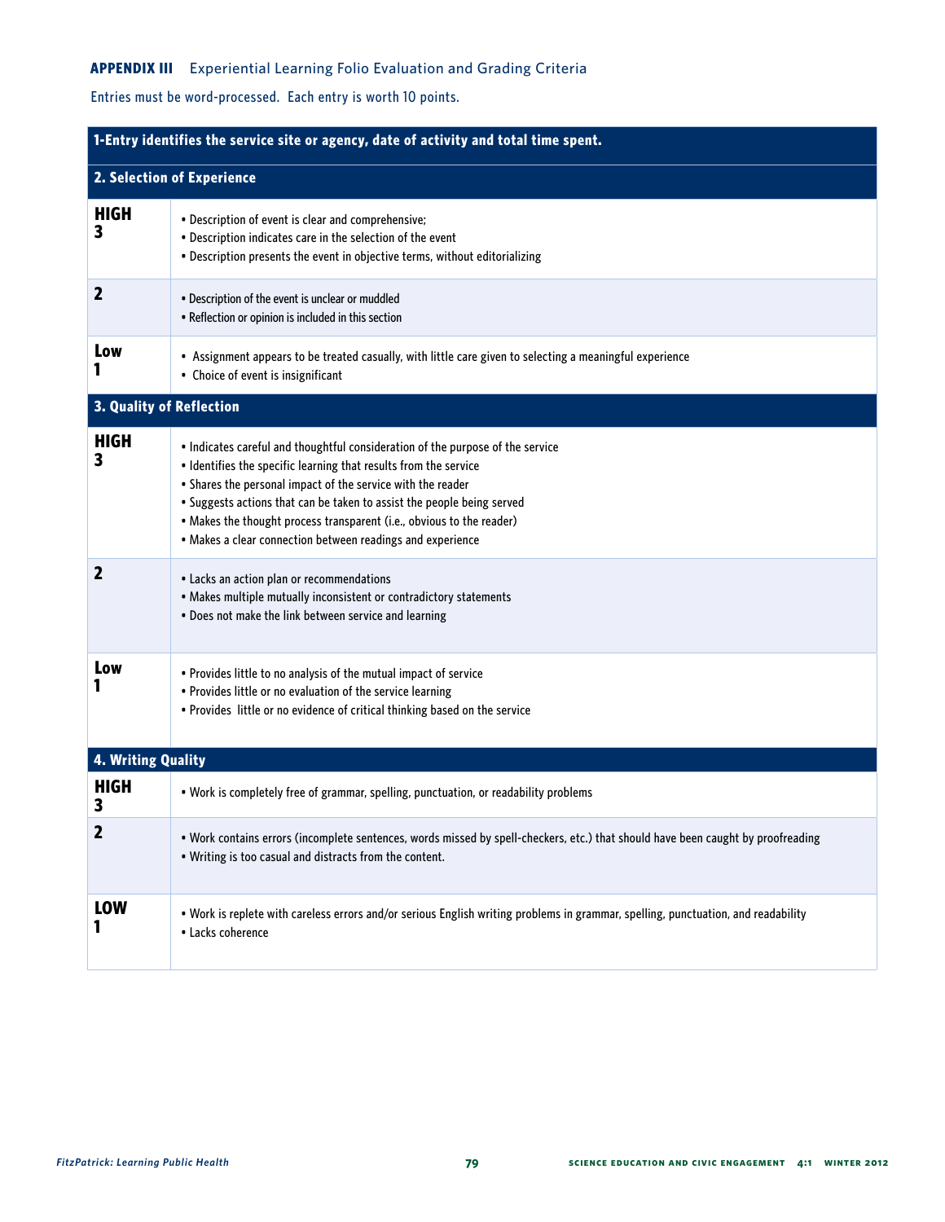**APPENDIX III** Experiential Learning Folio Evaluation and Grading Criteria

Entries must be word-processed. Each entry is worth 10 points.

| | |
|---|---|
| **1-Entry identifies the service site or agency, date of activity and total time spent.** | |
| **2. Selection of Experience** | |
| **HIGH 3** | • Description of event is clear and comprehensive;<br>• Description indicates care in the selection of the event<br>• Description presents the event in objective terms, without editorializing |
| **2** | • Description of the event is unclear or muddled<br>• Reflection or opinion is included in this section |
| **Low 1** | • Assignment appears to be treated casually, with little care given to selecting a meaningful experience<br>• Choice of event is insignificant |
| **3. Quality of Reflection** | |
| **HIGH 3** | • Indicates careful and thoughtful consideration of the purpose of the service<br>• Identifies the specific learning that results from the service<br>• Shares the personal impact of the service with the reader<br>• Suggests actions that can be taken to assist the people being served<br>• Makes the thought process transparent (i.e., obvious to the reader)<br>• Makes a clear connection between readings and experience |
| **2** | • Lacks an action plan or recommendations<br>• Makes multiple mutually inconsistent or contradictory statements<br>• Does not make the link between service and learning |
| **Low 1** | • Provides little to no analysis of the mutual impact of service<br>• Provides little or no evaluation of the service learning<br>• Provides little or no evidence of critical thinking based on the service |
| **4. Writing Quality** | |
| **HIGH 3** | • Work is completely free of grammar, spelling, punctuation, or readability problems |
| **2** | • Work contains errors (incomplete sentences, words missed by spell-checkers, etc.) that should have been caught by proofreading<br>• Writing is too casual and distracts from the content. |
| **LOW 1** | • Work is replete with careless errors and/or serious English writing problems in grammar, spelling, punctuation, and readability<br>• Lacks coherence |